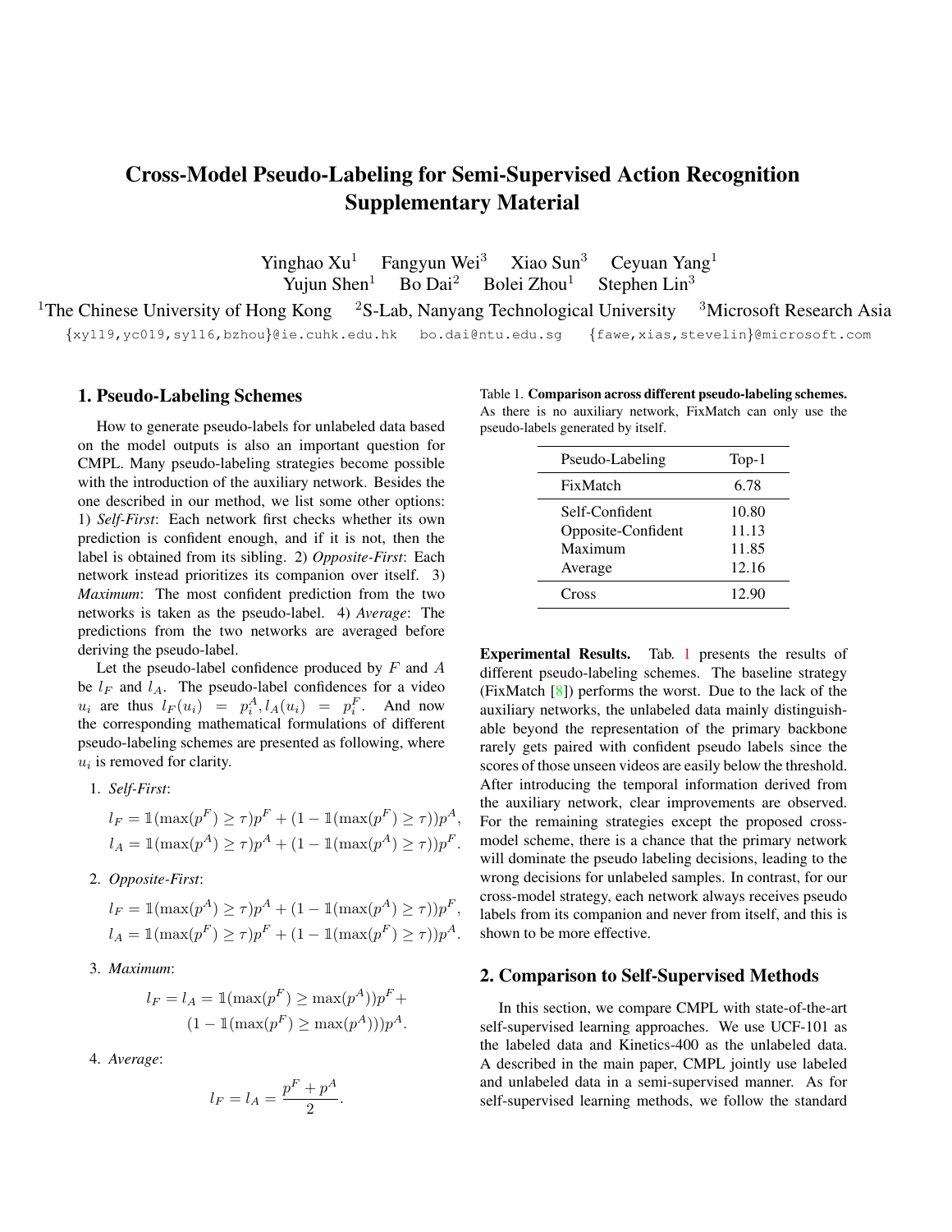# Cross-Model Pseudo-Labeling for Semi-Supervised Action Recognition Supplementary Material

Yinghao Xu[1] Fangyun Wei[3] Xiao Sun[3] Ceyuan Yang[1]
Yujun Shen[1] Bo Dai[2] Bolei Zhou[1] Stephen Lin[3]

[1]The Chinese University of Hong Kong [2]S-Lab, Nanyang Technological University [3]Microsoft Research Asia

{xy119,yc019,sy116,bzhou}@ie.cuhk.edu.hk bo.dai@ntu.edu.sg {fawe,xias,stevelin}@microsoft.com

## 1. Pseudo-Labeling Schemes

How to generate pseudo-labels for unlabeled data based on the model outputs is also an important question for CMPL. Many pseudo-labeling strategies become possible with the introduction of the auxiliary network. Besides the one described in our method, we list some other options: 1) *Self-First*: Each network first checks whether its own prediction is confident enough, and if it is not, then the label is obtained from its sibling. 2) *Opposite-First*: Each network instead prioritizes its companion over itself. 3) *Maximum*: The most confident prediction from the two networks is taken as the pseudo-label. 4) *Average*: The predictions from the two networks are averaged before deriving the pseudo-label.

Let the pseudo-label confidence produced by $F$ and $A$ be $l_F$ and $l_A$. The pseudo-label confidences for a video $u_i$ are thus $l_F(u_i) = p_i^A, l_A(u_i) = p_i^F$. And now the corresponding mathematical formulations of different pseudo-labeling schemes are presented as following, where $u_i$ is removed for clarity.

1. *Self-First*:

$$l_F = \mathbb{1}(\max(p^F) \geq \tau)p^F + (1 - \mathbb{1}(\max(p^F) \geq \tau))p^A,$$
$$l_A = \mathbb{1}(\max(p^A) \geq \tau)p^A + (1 - \mathbb{1}(\max(p^A) \geq \tau))p^F.$$

2. *Opposite-First*:

$$l_F = \mathbb{1}(\max(p^A) \geq \tau)p^A + (1 - \mathbb{1}(\max(p^A) \geq \tau))p^F,$$
$$l_A = \mathbb{1}(\max(p^F) \geq \tau)p^F + (1 - \mathbb{1}(\max(p^F) \geq \tau))p^A.$$

3. *Maximum*:

$$l_F = l_A = \mathbb{1}(\max(p^F) \geq \max(p^A))p^F + (1 - \mathbb{1}(\max(p^F) \geq \max(p^A)))p^A.$$

4. *Average*:

$$l_F = l_A = \frac{p^F + p^A}{2}.$$

Table 1. **Comparison across different pseudo-labeling schemes.** As there is no auxiliary network, FixMatch can only use the pseudo-labels generated by itself.

| Pseudo-Labeling | Top-1 |
|---|---|
| FixMatch | 6.78 |
| Self-Confident | 10.80 |
| Opposite-Confident | 11.13 |
| Maximum | 11.85 |
| Average | 12.16 |
| Cross | 12.90 |

**Experimental Results.** Tab. 1 presents the results of different pseudo-labeling schemes. The baseline strategy (FixMatch [8]) performs the worst. Due to the lack of the auxiliary networks, the unlabeled data mainly distinguishable beyond the representation of the primary backbone rarely gets paired with confident pseudo labels since the scores of those unseen videos are easily below the threshold. After introducing the temporal information derived from the auxiliary network, clear improvements are observed. For the remaining strategies except the proposed cross-model scheme, there is a chance that the primary network will dominate the pseudo labeling decisions, leading to the wrong decisions for unlabeled samples. In contrast, for our cross-model strategy, each network always receives pseudo labels from its companion and never from itself, and this is shown to be more effective.

## 2. Comparison to Self-Supervised Methods

In this section, we compare CMPL with state-of-the-art self-supervised learning approaches. We use UCF-101 as the labeled data and Kinetics-400 as the unlabeled data. A described in the main paper, CMPL jointly use labeled and unlabeled data in a semi-supervised manner. As for self-supervised learning methods, we follow the standard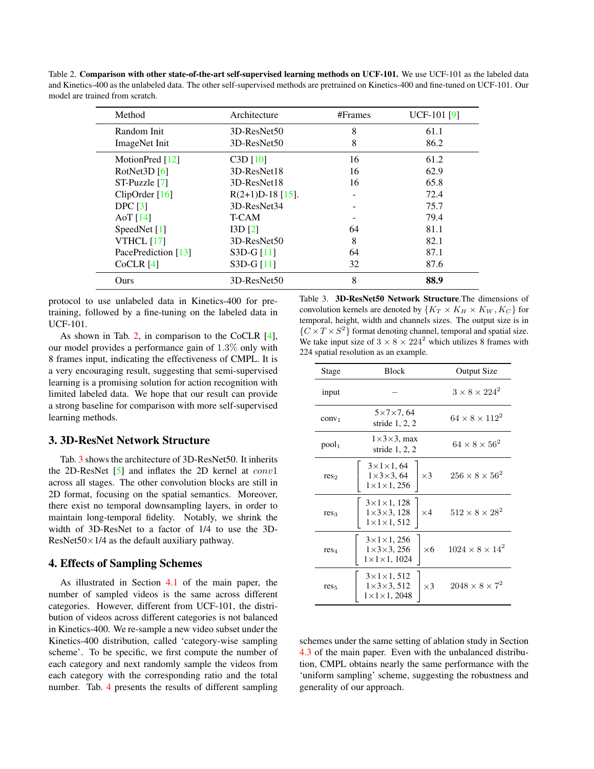Table 2. **Comparison with other state-of-the-art self-supervised learning methods on UCF-101.** We use UCF-101 as the labeled data and Kinetics-400 as the unlabeled data. The other self-supervised methods are pretrained on Kinetics-400 and fine-tuned on UCF-101. Our model are trained from scratch.

| Method | Architecture | #Frames | UCF-101 [9] |
|---|---|---|---|
| Random Init | 3D-ResNet50 | 8 | 61.1 |
| ImageNet Init | 3D-ResNet50 | 8 | 86.2 |
| MotionPred [12] | C3D [10] | 16 | 61.2 |
| RotNet3D [6] | 3D-ResNet18 | 16 | 62.9 |
| ST-Puzzle [7] | 3D-ResNet18 | 16 | 65.8 |
| ClipOrder [16] | R(2+1)D-18 [15]. | - | 72.4 |
| DPC [3] | 3D-ResNet34 | - | 75.7 |
| AoT [14] | T-CAM | - | 79.4 |
| SpeedNet [1] | I3D [2] | 64 | 81.1 |
| VTHCL [17] | 3D-ResNet50 | 8 | 82.1 |
| PacePrediction [13] | S3D-G [11] | 64 | 87.1 |
| CoCLR [4] | S3D-G [11] | 32 | 87.6 |
| Ours | 3D-ResNet50 | 8 | **88.9** |

protocol to use unlabeled data in Kinetics-400 for pre-training, followed by a fine-tuning on the labeled data in UCF-101.

As shown in Tab. 2, in comparison to the CoCLR [4], our model provides a performance gain of 1.3% only with 8 frames input, indicating the effectiveness of CMPL. It is a very encouraging result, suggesting that semi-supervised learning is a promising solution for action recognition with limited labeled data. We hope that our result can provide a strong baseline for comparison with more self-supervised learning methods.

## 3. 3D-ResNet Network Structure

Tab. 3 shows the architecture of 3D-ResNet50. It inherits the 2D-ResNet [5] and inflates the 2D kernel at $conv1$ across all stages. The other convolution blocks are still in 2D format, focusing on the spatial semantics. Moreover, there exist no temporal downsampling layers, in order to maintain long-temporal fidelity. Notably, we shrink the width of 3D-ResNet to a factor of 1/4 to use the 3D-ResNet50×1/4 as the default auxiliary pathway.

## 4. Effects of Sampling Schemes

As illustrated in Section 4.1 of the main paper, the number of sampled videos is the same across different categories. However, different from UCF-101, the distribution of videos across different categories is not balanced in Kinetics-400. We re-sample a new video subset under the Kinetics-400 distribution, called 'category-wise sampling scheme'. To be specific, we first compute the number of each category and next randomly sample the videos from each category with the corresponding ratio and the total number. Tab. 4 presents the results of different sampling schemes under the same setting of ablation study in Section 4.3 of the main paper. Even with the unbalanced distribution, CMPL obtains nearly the same performance with the 'uniform sampling' scheme, suggesting the robustness and generality of our approach.

Table 3. **3D-ResNet50 Network Structure**.The dimensions of convolution kernels are denoted by $\{K_T \times K_H \times K_W, K_C\}$ for temporal, height, width and channels sizes. The output size is in $\{C \times T \times S^2\}$ format denoting channel, temporal and spatial size. We take input size of $3 \times 8 \times 224^2$ which utilizes 8 frames with 224 spatial resolution as an example.

| Stage | Block | Output Size |
|---|---|---|
| input | – | $3 \times 8 \times 224^2$ |
| $\text{conv}_1$ | 5×7×7, 64, stride 1, 2, 2 | $64 \times 8 \times 112^2$ |
| $\text{pool}_1$ | 1×3×3, max, stride 1, 2, 2 | $64 \times 8 \times 56^2$ |
| $\text{res}_2$ | [3×1×1, 64; 1×3×3, 64; 1×1×1, 256] ×3 | $256 \times 8 \times 56^2$ |
| $\text{res}_3$ | [3×1×1, 128; 1×3×3, 128; 1×1×1, 512] ×4 | $512 \times 8 \times 28^2$ |
| $\text{res}_4$ | [3×1×1, 256; 1×3×3, 256; 1×1×1, 1024] ×6 | $1024 \times 8 \times 14^2$ |
| $\text{res}_5$ | [3×1×1, 512; 1×3×3, 512; 1×1×1, 2048] ×3 | $2048 \times 8 \times 7^2$ |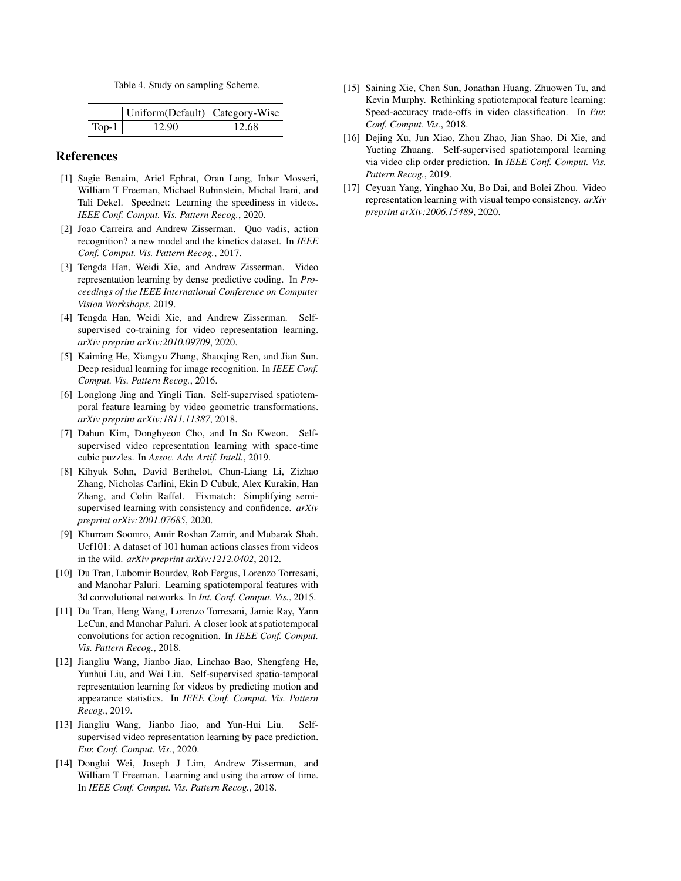Table 4. Study on sampling Scheme.

| | Uniform(Default) | Category-Wise |
|---|---|---|
| Top-1 | 12.90 | 12.68 |

## References

[1] Sagie Benaim, Ariel Ephrat, Oran Lang, Inbar Mosseri, William T Freeman, Michael Rubinstein, Michal Irani, and Tali Dekel. Speednet: Learning the speediness in videos. *IEEE Conf. Comput. Vis. Pattern Recog.*, 2020.

[2] Joao Carreira and Andrew Zisserman. Quo vadis, action recognition? a new model and the kinetics dataset. In *IEEE Conf. Comput. Vis. Pattern Recog.*, 2017.

[3] Tengda Han, Weidi Xie, and Andrew Zisserman. Video representation learning by dense predictive coding. In *Proceedings of the IEEE International Conference on Computer Vision Workshops*, 2019.

[4] Tengda Han, Weidi Xie, and Andrew Zisserman. Self-supervised co-training for video representation learning. *arXiv preprint arXiv:2010.09709*, 2020.

[5] Kaiming He, Xiangyu Zhang, Shaoqing Ren, and Jian Sun. Deep residual learning for image recognition. In *IEEE Conf. Comput. Vis. Pattern Recog.*, 2016.

[6] Longlong Jing and Yingli Tian. Self-supervised spatiotemporal feature learning by video geometric transformations. *arXiv preprint arXiv:1811.11387*, 2018.

[7] Dahun Kim, Donghyeon Cho, and In So Kweon. Self-supervised video representation learning with space-time cubic puzzles. In *Assoc. Adv. Artif. Intell.*, 2019.

[8] Kihyuk Sohn, David Berthelot, Chun-Liang Li, Zizhao Zhang, Nicholas Carlini, Ekin D Cubuk, Alex Kurakin, Han Zhang, and Colin Raffel. Fixmatch: Simplifying semi-supervised learning with consistency and confidence. *arXiv preprint arXiv:2001.07685*, 2020.

[9] Khurram Soomro, Amir Roshan Zamir, and Mubarak Shah. Ucf101: A dataset of 101 human actions classes from videos in the wild. *arXiv preprint arXiv:1212.0402*, 2012.

[10] Du Tran, Lubomir Bourdev, Rob Fergus, Lorenzo Torresani, and Manohar Paluri. Learning spatiotemporal features with 3d convolutional networks. In *Int. Conf. Comput. Vis.*, 2015.

[11] Du Tran, Heng Wang, Lorenzo Torresani, Jamie Ray, Yann LeCun, and Manohar Paluri. A closer look at spatiotemporal convolutions for action recognition. In *IEEE Conf. Comput. Vis. Pattern Recog.*, 2018.

[12] Jiangliu Wang, Jianbo Jiao, Linchao Bao, Shengfeng He, Yunhui Liu, and Wei Liu. Self-supervised spatio-temporal representation learning for videos by predicting motion and appearance statistics. In *IEEE Conf. Comput. Vis. Pattern Recog.*, 2019.

[13] Jiangliu Wang, Jianbo Jiao, and Yun-Hui Liu. Self-supervised video representation learning by pace prediction. *Eur. Conf. Comput. Vis.*, 2020.

[14] Donglai Wei, Joseph J Lim, Andrew Zisserman, and William T Freeman. Learning and using the arrow of time. In *IEEE Conf. Comput. Vis. Pattern Recog.*, 2018.

[15] Saining Xie, Chen Sun, Jonathan Huang, Zhuowen Tu, and Kevin Murphy. Rethinking spatiotemporal feature learning: Speed-accuracy trade-offs in video classification. In *Eur. Conf. Comput. Vis.*, 2018.

[16] Dejing Xu, Jun Xiao, Zhou Zhao, Jian Shao, Di Xie, and Yueting Zhuang. Self-supervised spatiotemporal learning via video clip order prediction. In *IEEE Conf. Comput. Vis. Pattern Recog.*, 2019.

[17] Ceyuan Yang, Yinghao Xu, Bo Dai, and Bolei Zhou. Video representation learning with visual tempo consistency. *arXiv preprint arXiv:2006.15489*, 2020.